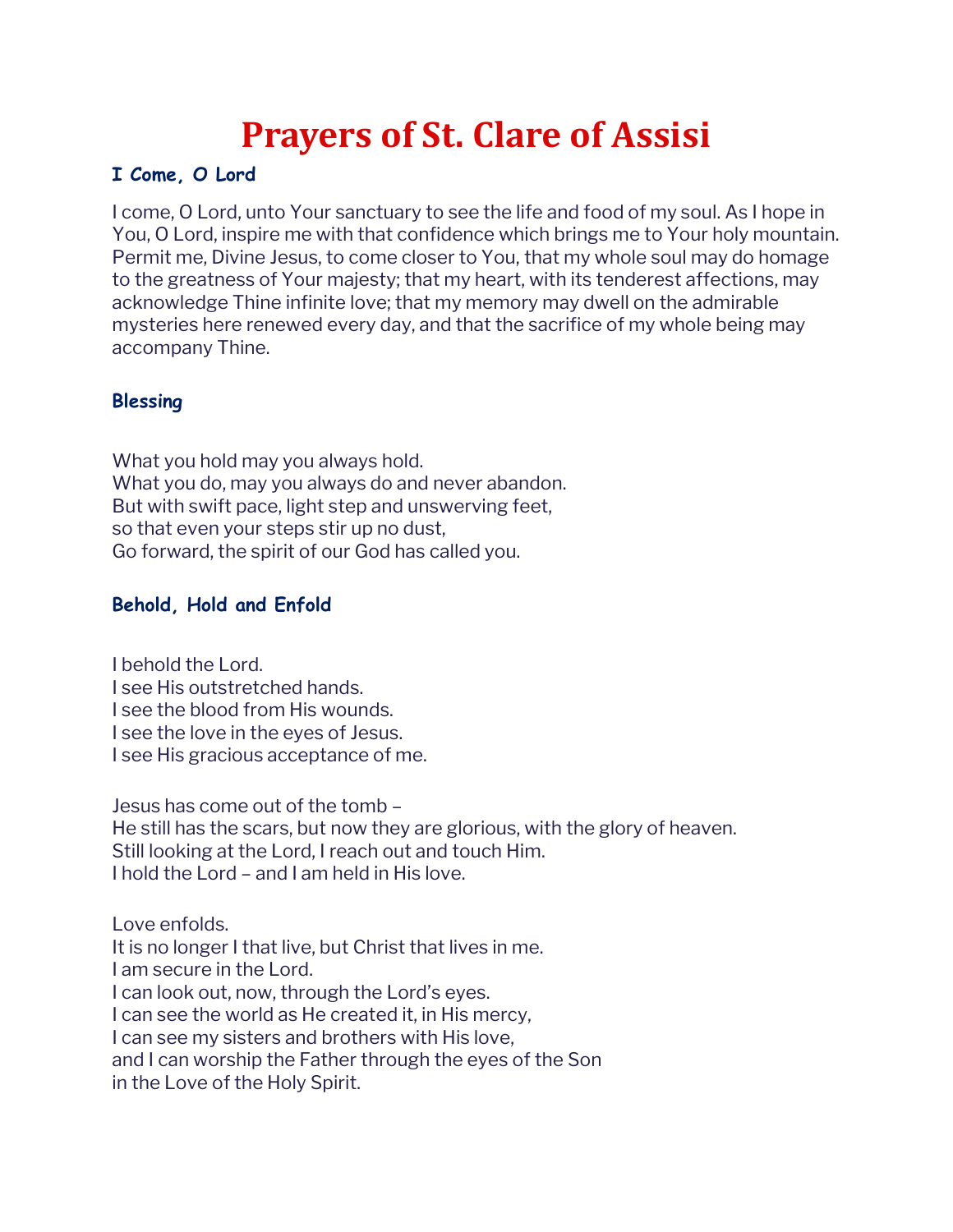# Prayers of St. Clare of Assisi

### I Come, O Lord

I come, O Lord, unto Your sanctuary to see the life and food of my soul. As I hope in You, O Lord, inspire me with that confidence which brings me to Your holy mountain. Permit me, Divine Jesus, to come closer to You, that my whole soul may do homage to the greatness of Your majesty; that my heart, with its tenderest affections, may acknowledge Thine infinite love; that my memory may dwell on the admirable mysteries here renewed every day, and that the sacrifice of my whole being may accompany Thine.

### Blessing

What you hold may you always hold.
What you do, may you always do and never abandon.
But with swift pace, light step and unswerving feet,
so that even your steps stir up no dust,
Go forward, the spirit of our God has called you.

### Behold, Hold and Enfold

I behold the Lord.
I see His outstretched hands.
I see the blood from His wounds.
I see the love in the eyes of Jesus.
I see His gracious acceptance of me.

Jesus has come out of the tomb –
He still has the scars, but now they are glorious, with the glory of heaven.
Still looking at the Lord, I reach out and touch Him.
I hold the Lord – and I am held in His love.

Love enfolds.
It is no longer I that live, but Christ that lives in me.
I am secure in the Lord.
I can look out, now, through the Lord's eyes.
I can see the world as He created it, in His mercy,
I can see my sisters and brothers with His love,
and I can worship the Father through the eyes of the Son
in the Love of the Holy Spirit.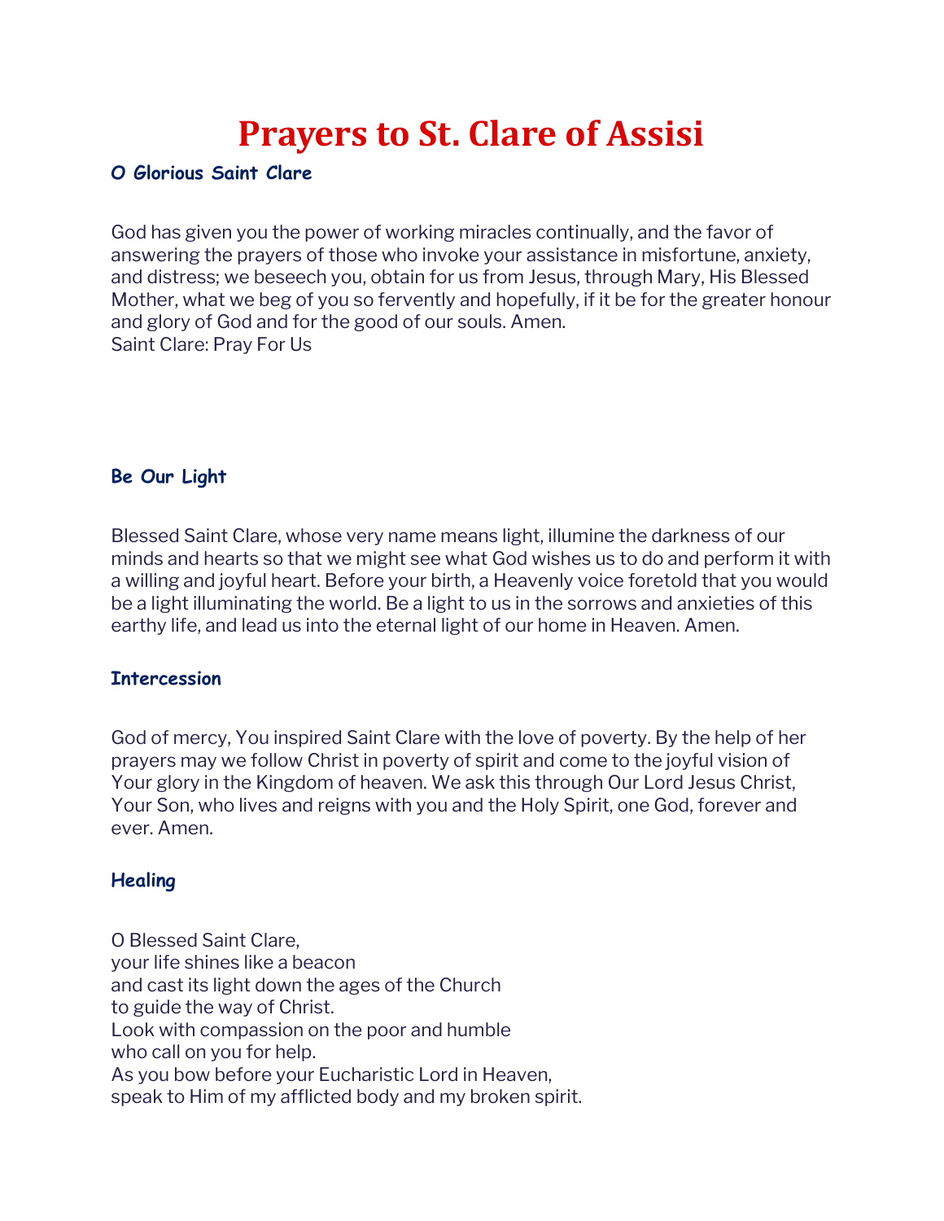# Prayers to St. Clare of Assisi

### O Glorious Saint Clare

God has given you the power of working miracles continually, and the favor of answering the prayers of those who invoke your assistance in misfortune, anxiety, and distress; we beseech you, obtain for us from Jesus, through Mary, His Blessed Mother, what we beg of you so fervently and hopefully, if it be for the greater honour and glory of God and for the good of our souls. Amen.
Saint Clare: Pray For Us

### Be Our Light

Blessed Saint Clare, whose very name means light, illumine the darkness of our minds and hearts so that we might see what God wishes us to do and perform it with a willing and joyful heart. Before your birth, a Heavenly voice foretold that you would be a light illuminating the world. Be a light to us in the sorrows and anxieties of this earthy life, and lead us into the eternal light of our home in Heaven. Amen.

### Intercession

God of mercy, You inspired Saint Clare with the love of poverty. By the help of her prayers may we follow Christ in poverty of spirit and come to the joyful vision of Your glory in the Kingdom of heaven. We ask this through Our Lord Jesus Christ, Your Son, who lives and reigns with you and the Holy Spirit, one God, forever and ever. Amen.

### Healing

O Blessed Saint Clare,
your life shines like a beacon
and cast its light down the ages of the Church
to guide the way of Christ.
Look with compassion on the poor and humble
who call on you for help.
As you bow before your Eucharistic Lord in Heaven,
speak to Him of my afflicted body and my broken spirit.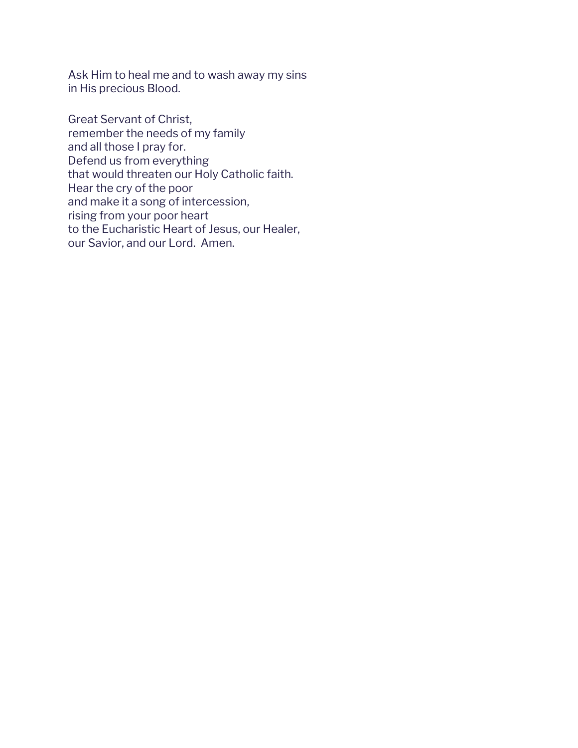Ask Him to heal me and to wash away my sins
in His precious Blood.

Great Servant of Christ,
remember the needs of my family
and all those I pray for.
Defend us from everything
that would threaten our Holy Catholic faith.
Hear the cry of the poor
and make it a song of intercession,
rising from your poor heart
to the Eucharistic Heart of Jesus, our Healer,
our Savior, and our Lord. Amen.